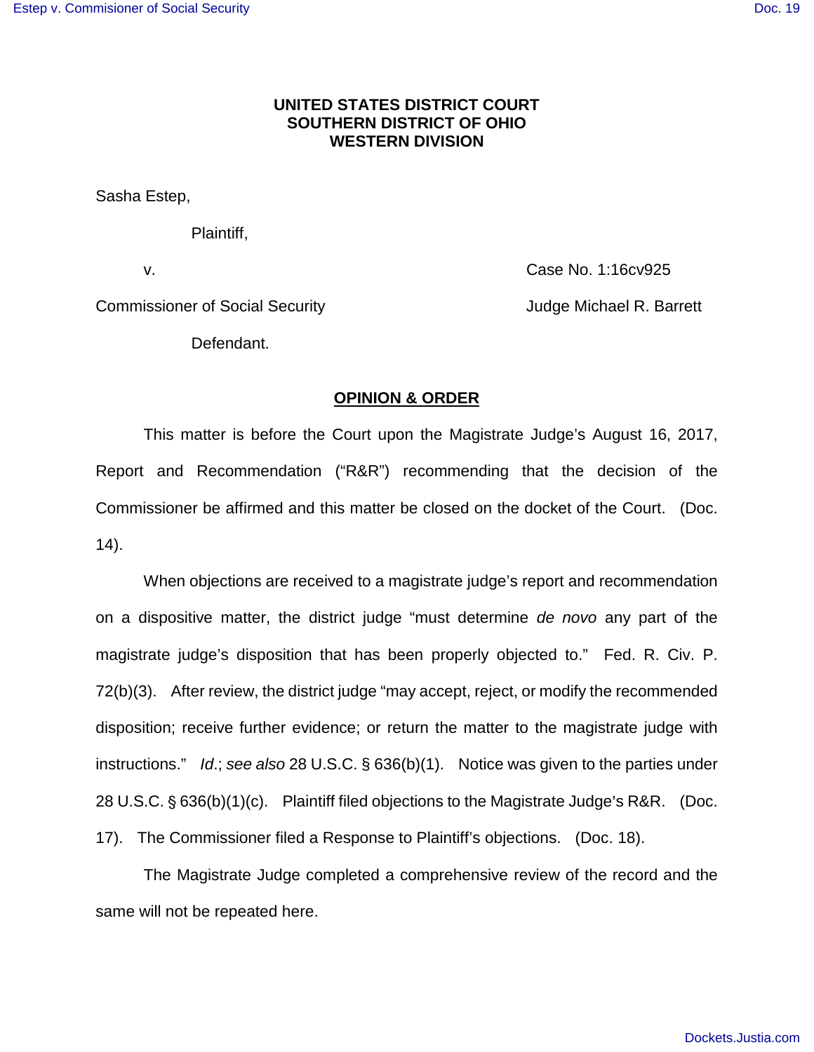**UNITED STATES DISTRICT COURT**
**SOUTHERN DISTRICT OF OHIO**
**WESTERN DIVISION**

Sasha Estep,

Plaintiff,

v. Case No. 1:16cv925

Commissioner of Social Security Judge Michael R. Barrett

Defendant.

**OPINION & ORDER**

This matter is before the Court upon the Magistrate Judge's August 16, 2017, Report and Recommendation ("R&R") recommending that the decision of the Commissioner be affirmed and this matter be closed on the docket of the Court. (Doc. 14).

When objections are received to a magistrate judge's report and recommendation on a dispositive matter, the district judge "must determine *de novo* any part of the magistrate judge's disposition that has been properly objected to." Fed. R. Civ. P. 72(b)(3). After review, the district judge "may accept, reject, or modify the recommended disposition; receive further evidence; or return the matter to the magistrate judge with instructions." *Id.*; *see also* 28 U.S.C. § 636(b)(1). Notice was given to the parties under 28 U.S.C. § 636(b)(1)(c). Plaintiff filed objections to the Magistrate Judge's R&R. (Doc. 17). The Commissioner filed a Response to Plaintiff's objections. (Doc. 18).

The Magistrate Judge completed a comprehensive review of the record and the same will not be repeated here.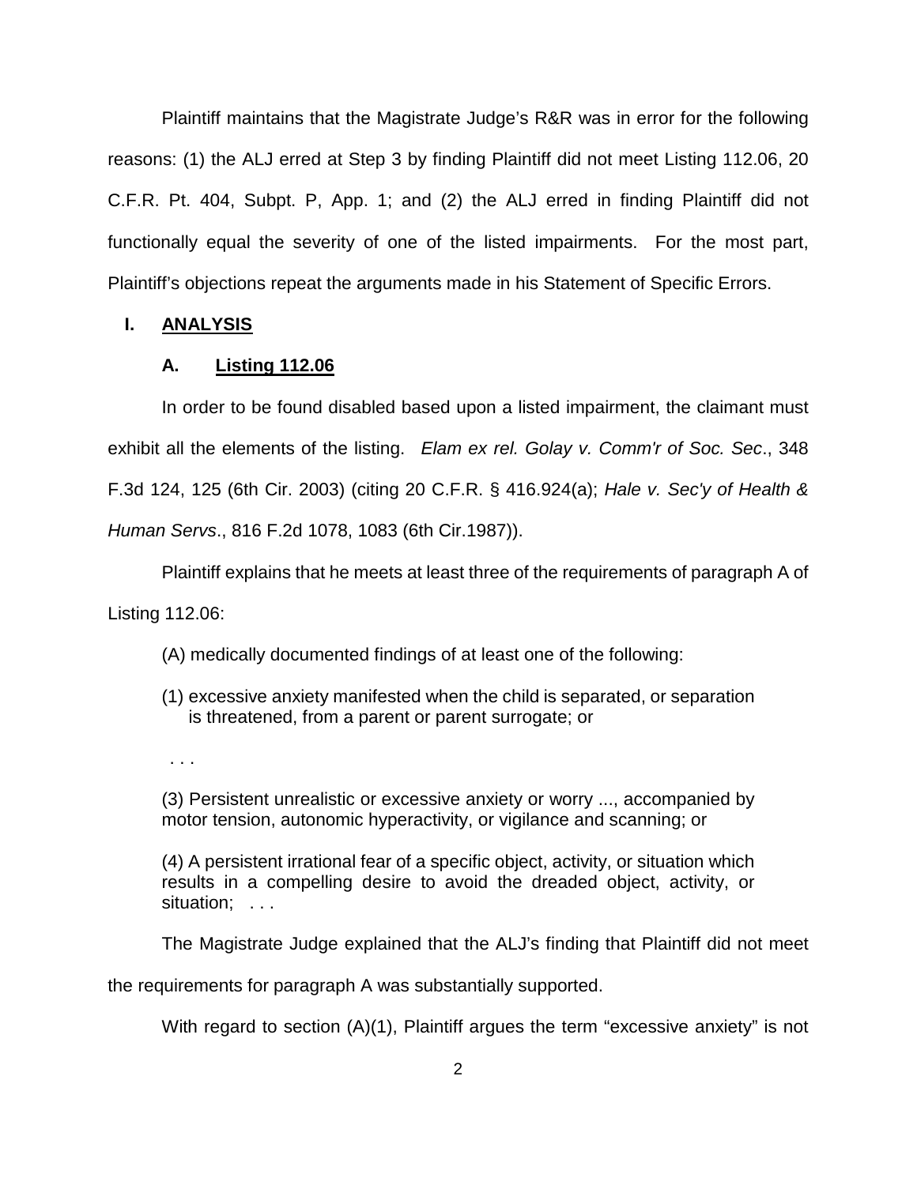Plaintiff maintains that the Magistrate Judge's R&R was in error for the following reasons: (1) the ALJ erred at Step 3 by finding Plaintiff did not meet Listing 112.06, 20 C.F.R. Pt. 404, Subpt. P, App. 1; and (2) the ALJ erred in finding Plaintiff did not functionally equal the severity of one of the listed impairments. For the most part, Plaintiff's objections repeat the arguments made in his Statement of Specific Errors.

## I. ANALYSIS

### A. Listing 112.06

In order to be found disabled based upon a listed impairment, the claimant must exhibit all the elements of the listing. *Elam ex rel. Golay v. Comm'r of Soc. Sec*., 348 F.3d 124, 125 (6th Cir. 2003) (citing 20 C.F.R. § 416.924(a); *Hale v. Sec'y of Health & Human Servs*., 816 F.2d 1078, 1083 (6th Cir.1987)).

Plaintiff explains that he meets at least three of the requirements of paragraph A of Listing 112.06:

> (A) medically documented findings of at least one of the following:
>
> (1) excessive anxiety manifested when the child is separated, or separation is threatened, from a parent or parent surrogate; or
>
> . . .
>
> (3) Persistent unrealistic or excessive anxiety or worry ..., accompanied by motor tension, autonomic hyperactivity, or vigilance and scanning; or
>
> (4) A persistent irrational fear of a specific object, activity, or situation which results in a compelling desire to avoid the dreaded object, activity, or situation; . . .

The Magistrate Judge explained that the ALJ's finding that Plaintiff did not meet the requirements for paragraph A was substantially supported.

With regard to section (A)(1), Plaintiff argues the term "excessive anxiety" is not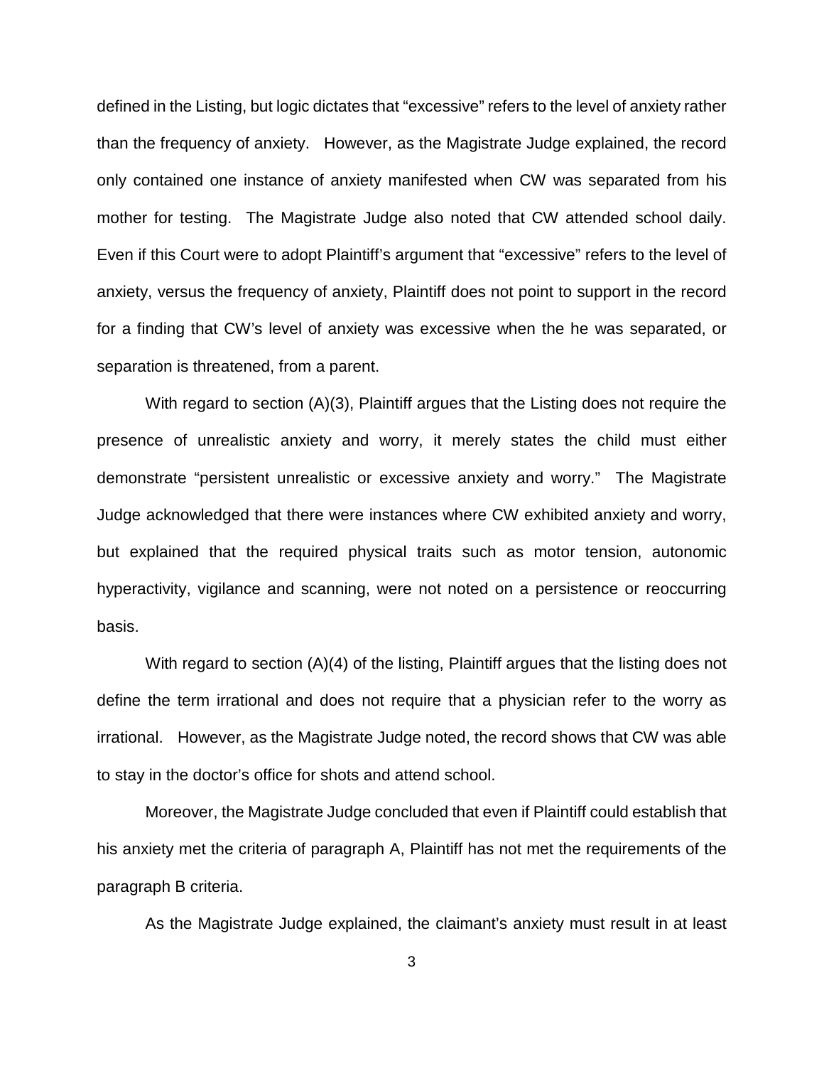defined in the Listing, but logic dictates that "excessive" refers to the level of anxiety rather than the frequency of anxiety. However, as the Magistrate Judge explained, the record only contained one instance of anxiety manifested when CW was separated from his mother for testing. The Magistrate Judge also noted that CW attended school daily. Even if this Court were to adopt Plaintiff's argument that "excessive" refers to the level of anxiety, versus the frequency of anxiety, Plaintiff does not point to support in the record for a finding that CW's level of anxiety was excessive when the he was separated, or separation is threatened, from a parent.

With regard to section (A)(3), Plaintiff argues that the Listing does not require the presence of unrealistic anxiety and worry, it merely states the child must either demonstrate "persistent unrealistic or excessive anxiety and worry." The Magistrate Judge acknowledged that there were instances where CW exhibited anxiety and worry, but explained that the required physical traits such as motor tension, autonomic hyperactivity, vigilance and scanning, were not noted on a persistence or reoccurring basis.

With regard to section (A)(4) of the listing, Plaintiff argues that the listing does not define the term irrational and does not require that a physician refer to the worry as irrational. However, as the Magistrate Judge noted, the record shows that CW was able to stay in the doctor's office for shots and attend school.

Moreover, the Magistrate Judge concluded that even if Plaintiff could establish that his anxiety met the criteria of paragraph A, Plaintiff has not met the requirements of the paragraph B criteria.

As the Magistrate Judge explained, the claimant's anxiety must result in at least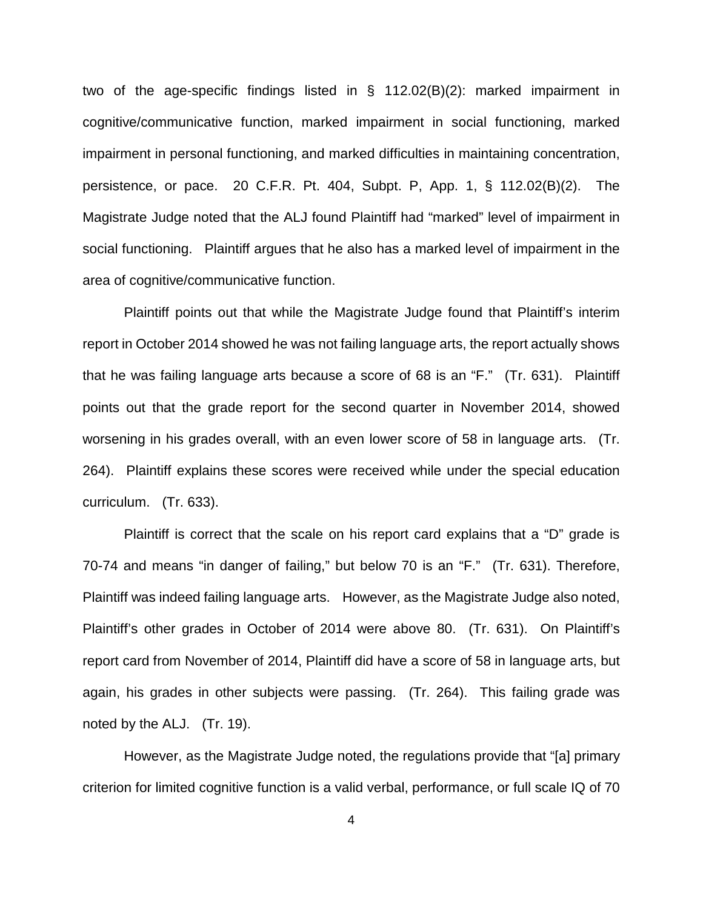two of the age-specific findings listed in § 112.02(B)(2): marked impairment in cognitive/communicative function, marked impairment in social functioning, marked impairment in personal functioning, and marked difficulties in maintaining concentration, persistence, or pace. 20 C.F.R. Pt. 404, Subpt. P, App. 1, § 112.02(B)(2). The Magistrate Judge noted that the ALJ found Plaintiff had "marked" level of impairment in social functioning. Plaintiff argues that he also has a marked level of impairment in the area of cognitive/communicative function.

Plaintiff points out that while the Magistrate Judge found that Plaintiff's interim report in October 2014 showed he was not failing language arts, the report actually shows that he was failing language arts because a score of 68 is an "F." (Tr. 631). Plaintiff points out that the grade report for the second quarter in November 2014, showed worsening in his grades overall, with an even lower score of 58 in language arts. (Tr. 264). Plaintiff explains these scores were received while under the special education curriculum. (Tr. 633).

Plaintiff is correct that the scale on his report card explains that a "D" grade is 70-74 and means "in danger of failing," but below 70 is an "F." (Tr. 631). Therefore, Plaintiff was indeed failing language arts. However, as the Magistrate Judge also noted, Plaintiff's other grades in October of 2014 were above 80. (Tr. 631). On Plaintiff's report card from November of 2014, Plaintiff did have a score of 58 in language arts, but again, his grades in other subjects were passing. (Tr. 264). This failing grade was noted by the ALJ. (Tr. 19).

However, as the Magistrate Judge noted, the regulations provide that "[a] primary criterion for limited cognitive function is a valid verbal, performance, or full scale IQ of 70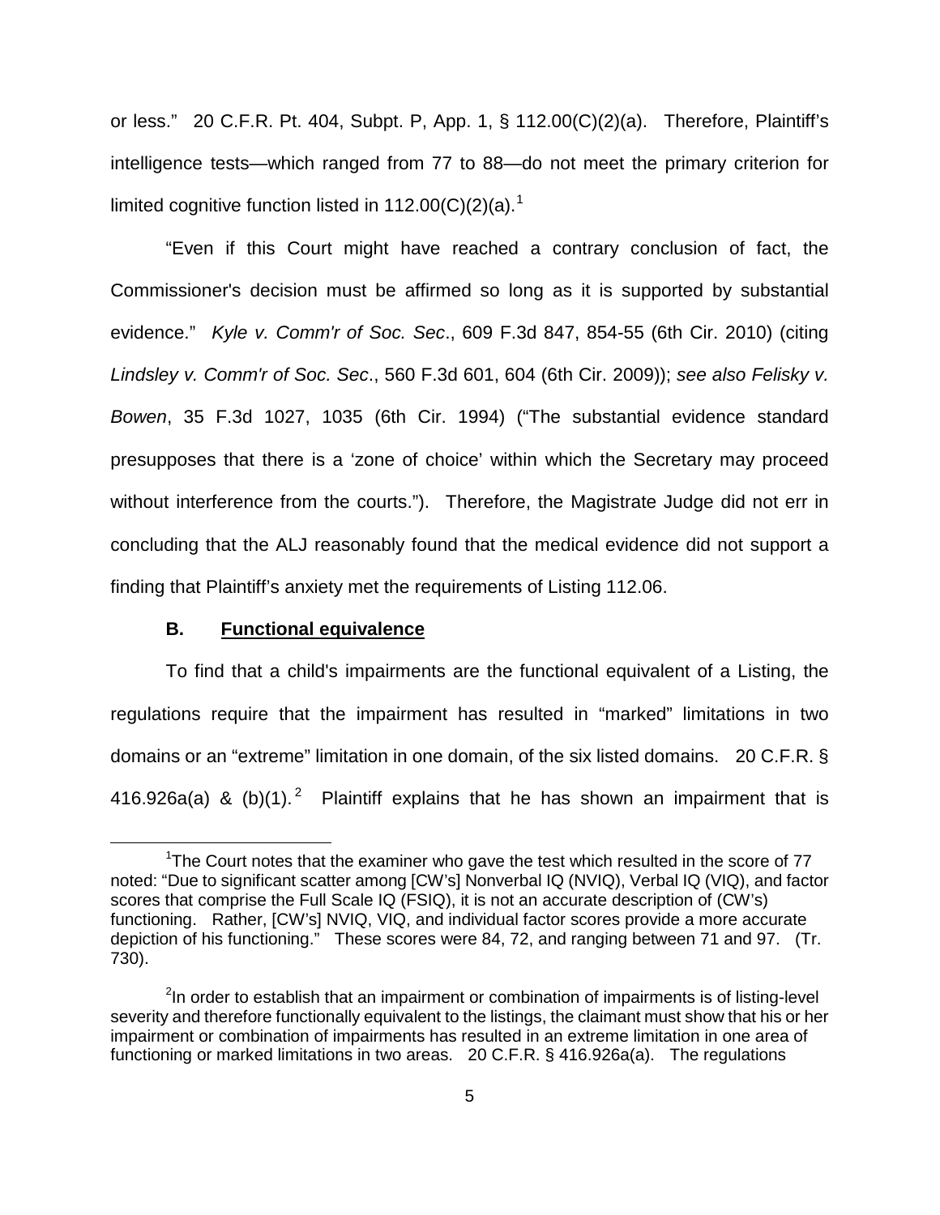or less." 20 C.F.R. Pt. 404, Subpt. P, App. 1, § 112.00(C)(2)(a). Therefore, Plaintiff's intelligence tests—which ranged from 77 to 88—do not meet the primary criterion for limited cognitive function listed in 112.00(C)(2)(a).[1]

"Even if this Court might have reached a contrary conclusion of fact, the Commissioner's decision must be affirmed so long as it is supported by substantial evidence." *Kyle v. Comm'r of Soc. Sec*., 609 F.3d 847, 854-55 (6th Cir. 2010) (citing *Lindsley v. Comm'r of Soc. Sec*., 560 F.3d 601, 604 (6th Cir. 2009)); *see also Felisky v. Bowen*, 35 F.3d 1027, 1035 (6th Cir. 1994) ("The substantial evidence standard presupposes that there is a 'zone of choice' within which the Secretary may proceed without interference from the courts."). Therefore, the Magistrate Judge did not err in concluding that the ALJ reasonably found that the medical evidence did not support a finding that Plaintiff's anxiety met the requirements of Listing 112.06.

### B. Functional equivalence

To find that a child's impairments are the functional equivalent of a Listing, the regulations require that the impairment has resulted in "marked" limitations in two domains or an "extreme" limitation in one domain, of the six listed domains. 20 C.F.R. § 416.926a(a) & (b)(1).[2] Plaintiff explains that he has shown an impairment that is

---

[1]The Court notes that the examiner who gave the test which resulted in the score of 77 noted: "Due to significant scatter among [CW's] Nonverbal IQ (NVIQ), Verbal IQ (VIQ), and factor scores that comprise the Full Scale IQ (FSIQ), it is not an accurate description of (CW's) functioning. Rather, [CW's] NVIQ, VIQ, and individual factor scores provide a more accurate depiction of his functioning." These scores were 84, 72, and ranging between 71 and 97. (Tr. 730).

[2]In order to establish that an impairment or combination of impairments is of listing-level severity and therefore functionally equivalent to the listings, the claimant must show that his or her impairment or combination of impairments has resulted in an extreme limitation in one area of functioning or marked limitations in two areas. 20 C.F.R. § 416.926a(a). The regulations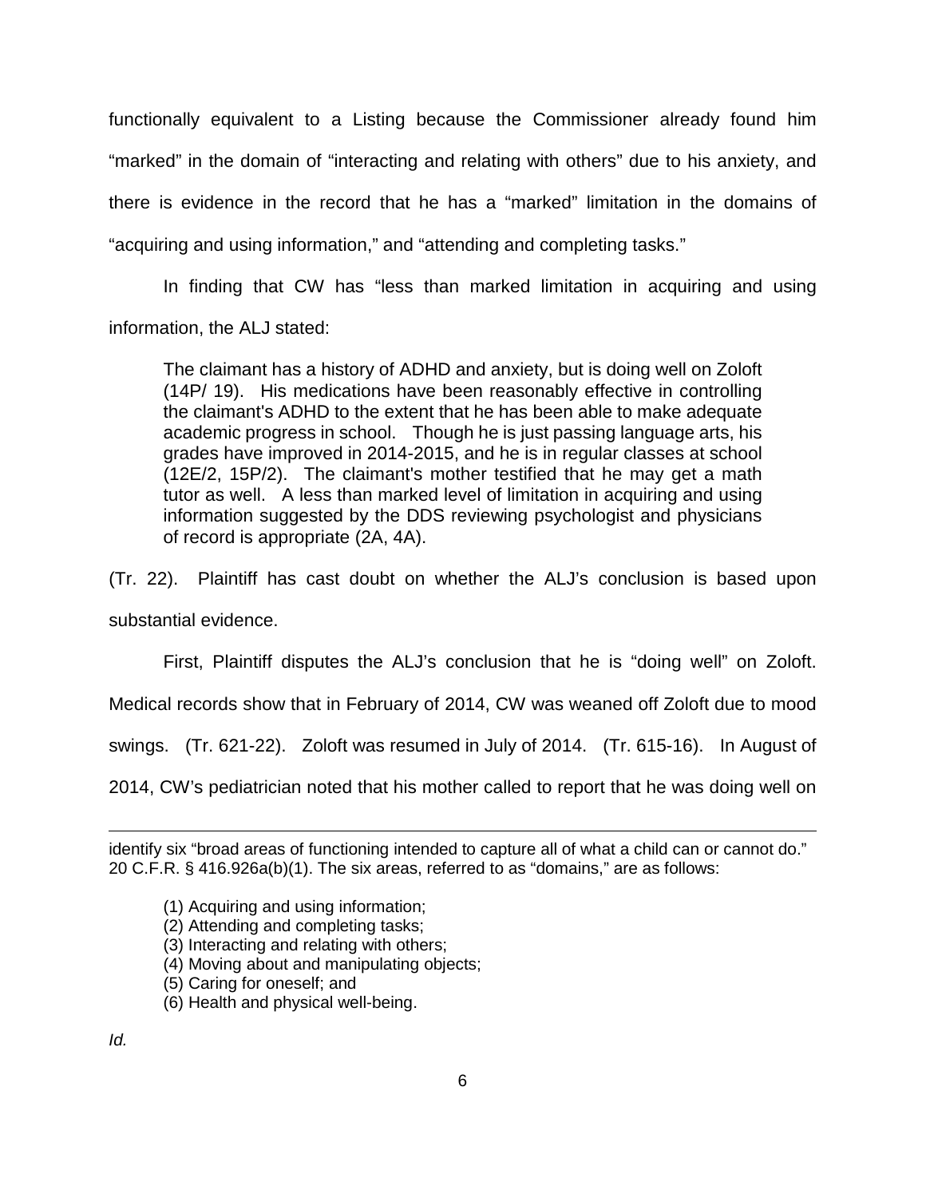functionally equivalent to a Listing because the Commissioner already found him "marked" in the domain of "interacting and relating with others" due to his anxiety, and there is evidence in the record that he has a "marked" limitation in the domains of "acquiring and using information," and "attending and completing tasks."

In finding that CW has "less than marked limitation in acquiring and using information, the ALJ stated:

> The claimant has a history of ADHD and anxiety, but is doing well on Zoloft (14P/ 19). His medications have been reasonably effective in controlling the claimant's ADHD to the extent that he has been able to make adequate academic progress in school. Though he is just passing language arts, his grades have improved in 2014-2015, and he is in regular classes at school (12E/2, 15P/2). The claimant's mother testified that he may get a math tutor as well. A less than marked level of limitation in acquiring and using information suggested by the DDS reviewing psychologist and physicians of record is appropriate (2A, 4A).

(Tr. 22). Plaintiff has cast doubt on whether the ALJ's conclusion is based upon substantial evidence.

First, Plaintiff disputes the ALJ's conclusion that he is "doing well" on Zoloft. Medical records show that in February of 2014, CW was weaned off Zoloft due to mood swings. (Tr. 621-22). Zoloft was resumed in July of 2014. (Tr. 615-16). In August of 2014, CW's pediatrician noted that his mother called to report that he was doing well on

---

identify six "broad areas of functioning intended to capture all of what a child can or cannot do." 20 C.F.R. § 416.926a(b)(1). The six areas, referred to as "domains," are as follows:

(1) Acquiring and using information;
(2) Attending and completing tasks;
(3) Interacting and relating with others;
(4) Moving about and manipulating objects;
(5) Caring for oneself; and
(6) Health and physical well-being.

*Id.*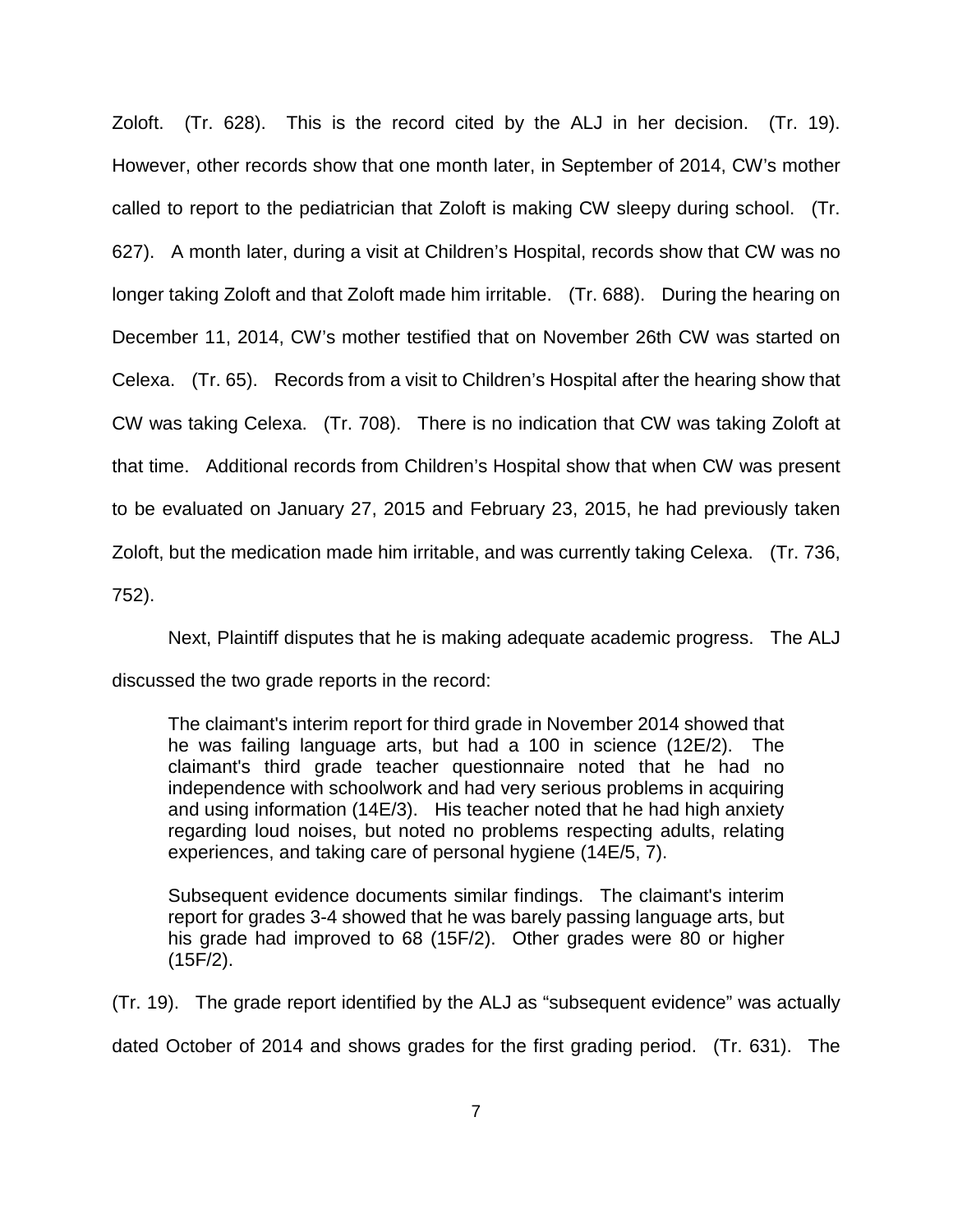Zoloft. (Tr. 628). This is the record cited by the ALJ in her decision. (Tr. 19). However, other records show that one month later, in September of 2014, CW's mother called to report to the pediatrician that Zoloft is making CW sleepy during school. (Tr. 627). A month later, during a visit at Children's Hospital, records show that CW was no longer taking Zoloft and that Zoloft made him irritable. (Tr. 688). During the hearing on December 11, 2014, CW's mother testified that on November 26th CW was started on Celexa. (Tr. 65). Records from a visit to Children's Hospital after the hearing show that CW was taking Celexa. (Tr. 708). There is no indication that CW was taking Zoloft at that time. Additional records from Children's Hospital show that when CW was present to be evaluated on January 27, 2015 and February 23, 2015, he had previously taken Zoloft, but the medication made him irritable, and was currently taking Celexa. (Tr. 736, 752).

Next, Plaintiff disputes that he is making adequate academic progress. The ALJ discussed the two grade reports in the record:

> The claimant's interim report for third grade in November 2014 showed that he was failing language arts, but had a 100 in science (12E/2). The claimant's third grade teacher questionnaire noted that he had no independence with schoolwork and had very serious problems in acquiring and using information (14E/3). His teacher noted that he had high anxiety regarding loud noises, but noted no problems respecting adults, relating experiences, and taking care of personal hygiene (14E/5, 7).
>
> Subsequent evidence documents similar findings. The claimant's interim report for grades 3-4 showed that he was barely passing language arts, but his grade had improved to 68 (15F/2). Other grades were 80 or higher (15F/2).

(Tr. 19). The grade report identified by the ALJ as "subsequent evidence" was actually dated October of 2014 and shows grades for the first grading period. (Tr. 631). The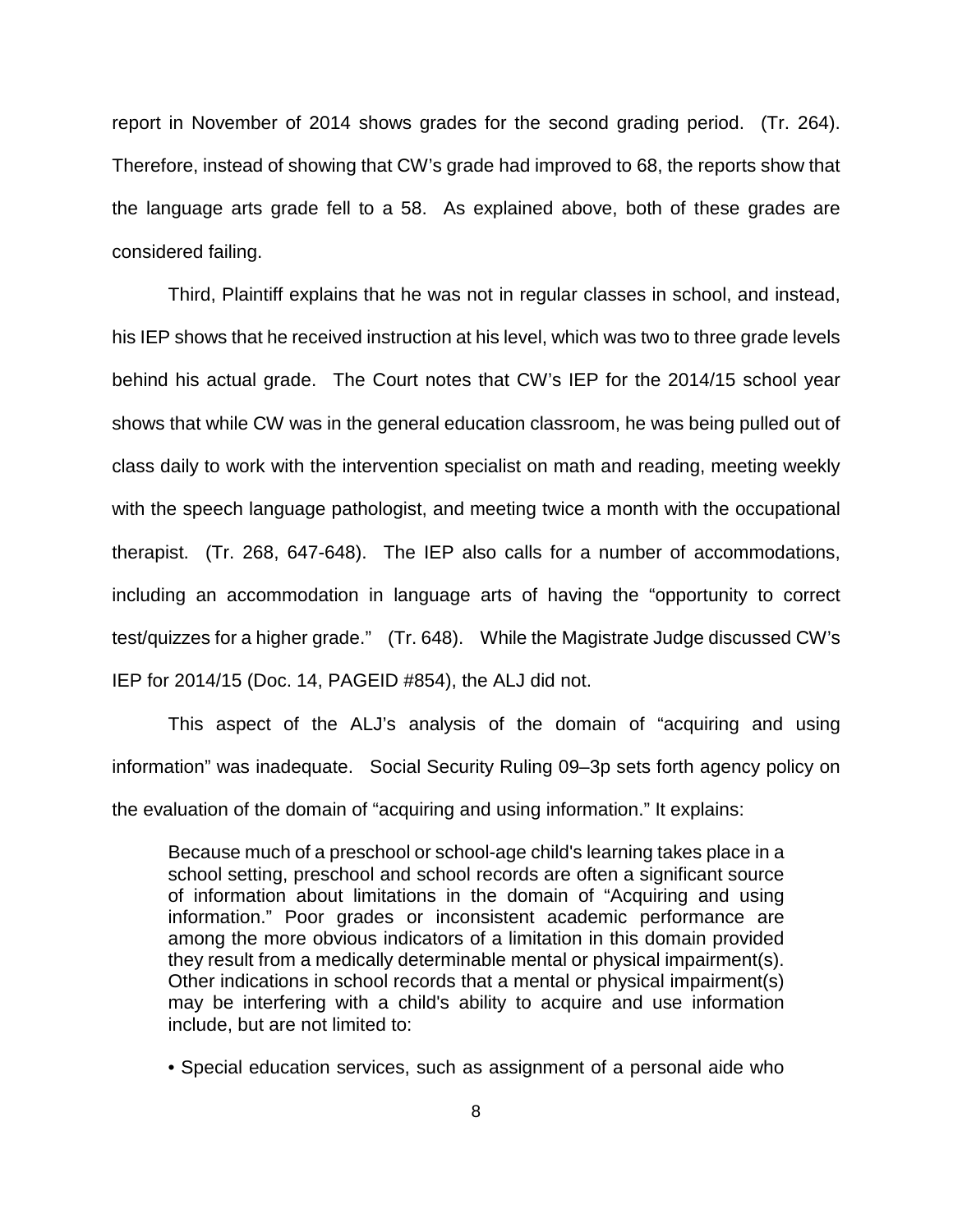report in November of 2014 shows grades for the second grading period. (Tr. 264). Therefore, instead of showing that CW's grade had improved to 68, the reports show that the language arts grade fell to a 58. As explained above, both of these grades are considered failing.

Third, Plaintiff explains that he was not in regular classes in school, and instead, his IEP shows that he received instruction at his level, which was two to three grade levels behind his actual grade. The Court notes that CW's IEP for the 2014/15 school year shows that while CW was in the general education classroom, he was being pulled out of class daily to work with the intervention specialist on math and reading, meeting weekly with the speech language pathologist, and meeting twice a month with the occupational therapist. (Tr. 268, 647-648). The IEP also calls for a number of accommodations, including an accommodation in language arts of having the "opportunity to correct test/quizzes for a higher grade." (Tr. 648). While the Magistrate Judge discussed CW's IEP for 2014/15 (Doc. 14, PAGEID #854), the ALJ did not.

This aspect of the ALJ's analysis of the domain of "acquiring and using information" was inadequate. Social Security Ruling 09–3p sets forth agency policy on the evaluation of the domain of "acquiring and using information." It explains:

> Because much of a preschool or school-age child's learning takes place in a school setting, preschool and school records are often a significant source of information about limitations in the domain of "Acquiring and using information." Poor grades or inconsistent academic performance are among the more obvious indicators of a limitation in this domain provided they result from a medically determinable mental or physical impairment(s). Other indications in school records that a mental or physical impairment(s) may be interfering with a child's ability to acquire and use information include, but are not limited to:
>
> • Special education services, such as assignment of a personal aide who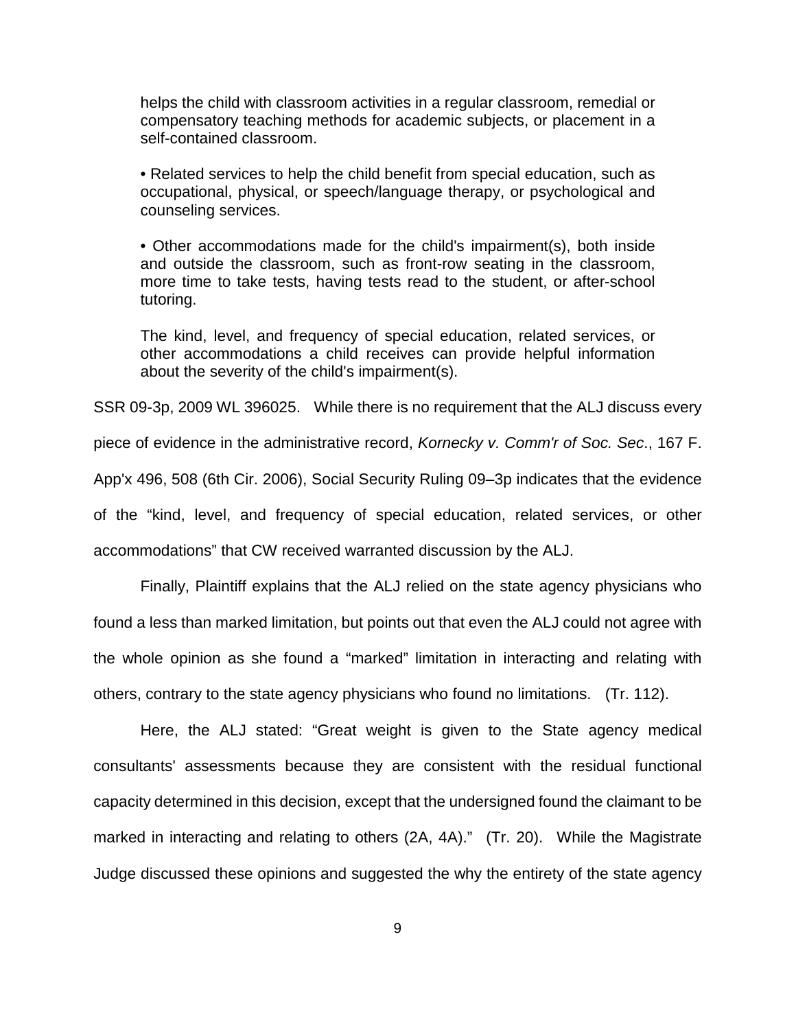> helps the child with classroom activities in a regular classroom, remedial or compensatory teaching methods for academic subjects, or placement in a self-contained classroom.
>
> • Related services to help the child benefit from special education, such as occupational, physical, or speech/language therapy, or psychological and counseling services.
>
> • Other accommodations made for the child's impairment(s), both inside and outside the classroom, such as front-row seating in the classroom, more time to take tests, having tests read to the student, or after-school tutoring.
>
> The kind, level, and frequency of special education, related services, or other accommodations a child receives can provide helpful information about the severity of the child's impairment(s).

SSR 09-3p, 2009 WL 396025. While there is no requirement that the ALJ discuss every piece of evidence in the administrative record, *Kornecky v. Comm'r of Soc. Sec*., 167 F. App'x 496, 508 (6th Cir. 2006), Social Security Ruling 09–3p indicates that the evidence of the "kind, level, and frequency of special education, related services, or other accommodations" that CW received warranted discussion by the ALJ.

Finally, Plaintiff explains that the ALJ relied on the state agency physicians who found a less than marked limitation, but points out that even the ALJ could not agree with the whole opinion as she found a "marked" limitation in interacting and relating with others, contrary to the state agency physicians who found no limitations. (Tr. 112).

Here, the ALJ stated: "Great weight is given to the State agency medical consultants' assessments because they are consistent with the residual functional capacity determined in this decision, except that the undersigned found the claimant to be marked in interacting and relating to others (2A, 4A)." (Tr. 20). While the Magistrate Judge discussed these opinions and suggested the why the entirety of the state agency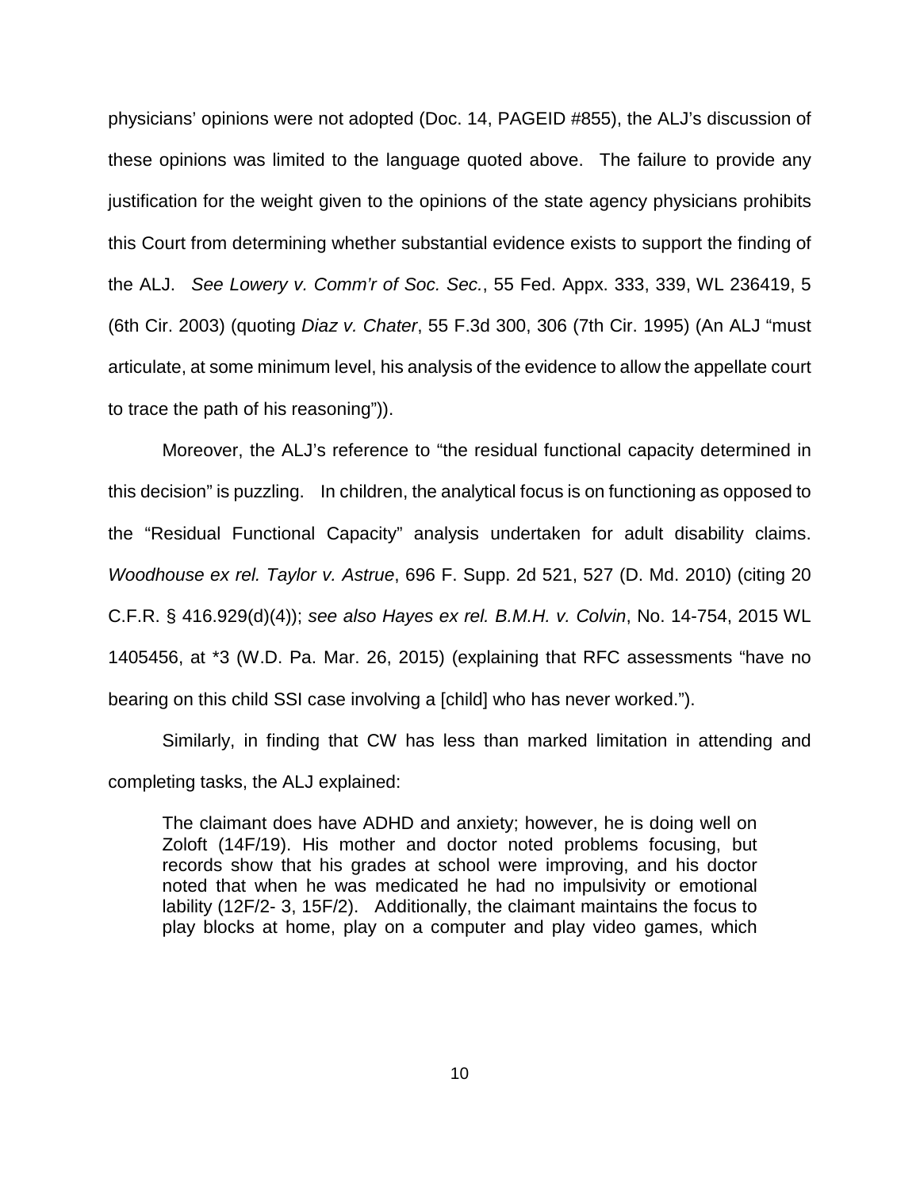physicians' opinions were not adopted (Doc. 14, PAGEID #855), the ALJ's discussion of these opinions was limited to the language quoted above. The failure to provide any justification for the weight given to the opinions of the state agency physicians prohibits this Court from determining whether substantial evidence exists to support the finding of the ALJ. *See Lowery v. Comm'r of Soc. Sec.*, 55 Fed. Appx. 333, 339, WL 236419, 5 (6th Cir. 2003) (quoting *Diaz v. Chater*, 55 F.3d 300, 306 (7th Cir. 1995) (An ALJ "must articulate, at some minimum level, his analysis of the evidence to allow the appellate court to trace the path of his reasoning")).

Moreover, the ALJ's reference to "the residual functional capacity determined in this decision" is puzzling. In children, the analytical focus is on functioning as opposed to the "Residual Functional Capacity" analysis undertaken for adult disability claims. *Woodhouse ex rel. Taylor v. Astrue*, 696 F. Supp. 2d 521, 527 (D. Md. 2010) (citing 20 C.F.R. § 416.929(d)(4)); *see also Hayes ex rel. B.M.H. v. Colvin*, No. 14-754, 2015 WL 1405456, at *3 (W.D. Pa. Mar. 26, 2015) (explaining that RFC assessments "have no bearing on this child SSI case involving a [child] who has never worked.").

Similarly, in finding that CW has less than marked limitation in attending and completing tasks, the ALJ explained:

> The claimant does have ADHD and anxiety; however, he is doing well on Zoloft (14F/19). His mother and doctor noted problems focusing, but records show that his grades at school were improving, and his doctor noted that when he was medicated he had no impulsivity or emotional lability (12F/2- 3, 15F/2). Additionally, the claimant maintains the focus to play blocks at home, play on a computer and play video games, which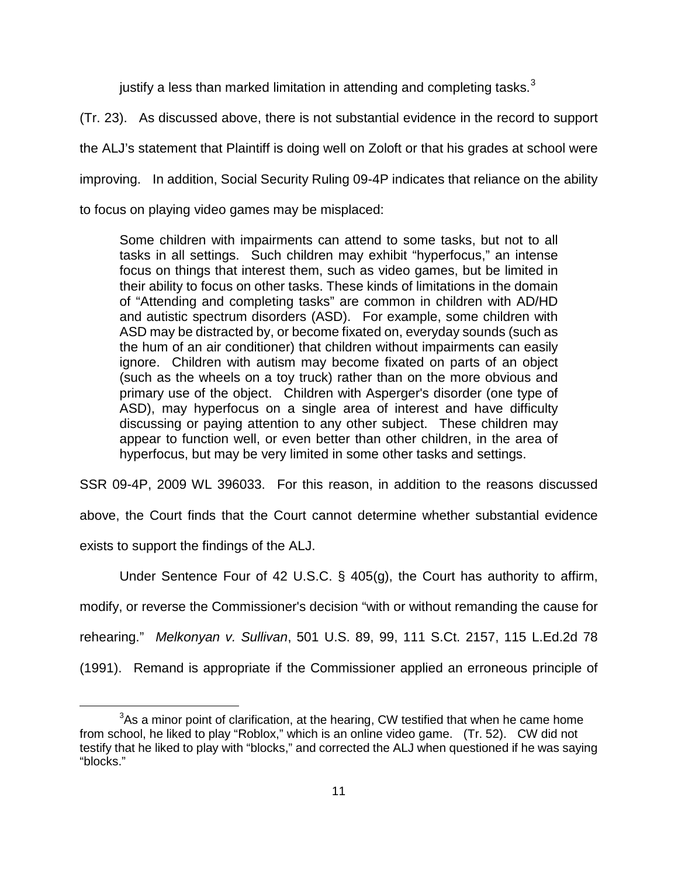justify a less than marked limitation in attending and completing tasks.[3]

(Tr. 23). As discussed above, there is not substantial evidence in the record to support the ALJ's statement that Plaintiff is doing well on Zoloft or that his grades at school were improving. In addition, Social Security Ruling 09-4P indicates that reliance on the ability to focus on playing video games may be misplaced:

> Some children with impairments can attend to some tasks, but not to all tasks in all settings. Such children may exhibit "hyperfocus," an intense focus on things that interest them, such as video games, but be limited in their ability to focus on other tasks. These kinds of limitations in the domain of "Attending and completing tasks" are common in children with AD/HD and autistic spectrum disorders (ASD). For example, some children with ASD may be distracted by, or become fixated on, everyday sounds (such as the hum of an air conditioner) that children without impairments can easily ignore. Children with autism may become fixated on parts of an object (such as the wheels on a toy truck) rather than on the more obvious and primary use of the object. Children with Asperger's disorder (one type of ASD), may hyperfocus on a single area of interest and have difficulty discussing or paying attention to any other subject. These children may appear to function well, or even better than other children, in the area of hyperfocus, but may be very limited in some other tasks and settings.

SSR 09-4P, 2009 WL 396033. For this reason, in addition to the reasons discussed above, the Court finds that the Court cannot determine whether substantial evidence exists to support the findings of the ALJ.

Under Sentence Four of 42 U.S.C. § 405(g), the Court has authority to affirm, modify, or reverse the Commissioner's decision "with or without remanding the cause for rehearing." *Melkonyan v. Sullivan*, 501 U.S. 89, 99, 111 S.Ct. 2157, 115 L.Ed.2d 78 (1991). Remand is appropriate if the Commissioner applied an erroneous principle of

[3] As a minor point of clarification, at the hearing, CW testified that when he came home from school, he liked to play "Roblox," which is an online video game. (Tr. 52). CW did not testify that he liked to play with "blocks," and corrected the ALJ when questioned if he was saying "blocks."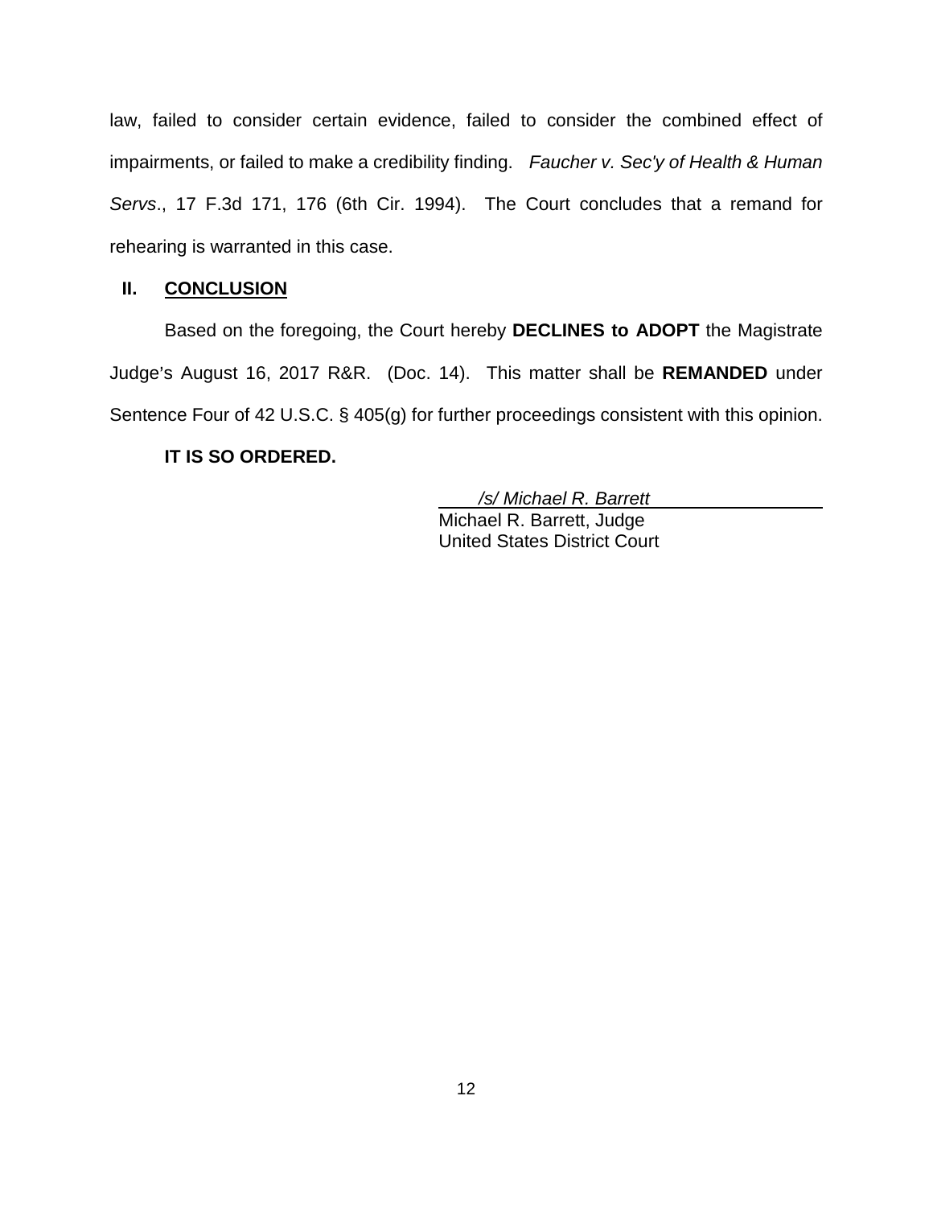law, failed to consider certain evidence, failed to consider the combined effect of impairments, or failed to make a credibility finding. *Faucher v. Sec'y of Health & Human Servs*., 17 F.3d 171, 176 (6th Cir. 1994). The Court concludes that a remand for rehearing is warranted in this case.

## II. CONCLUSION

Based on the foregoing, the Court hereby **DECLINES to ADOPT** the Magistrate Judge's August 16, 2017 R&R. (Doc. 14). This matter shall be **REMANDED** under Sentence Four of 42 U.S.C. § 405(g) for further proceedings consistent with this opinion.

**IT IS SO ORDERED.**

*/s/ Michael R. Barrett*
Michael R. Barrett, Judge
United States District Court